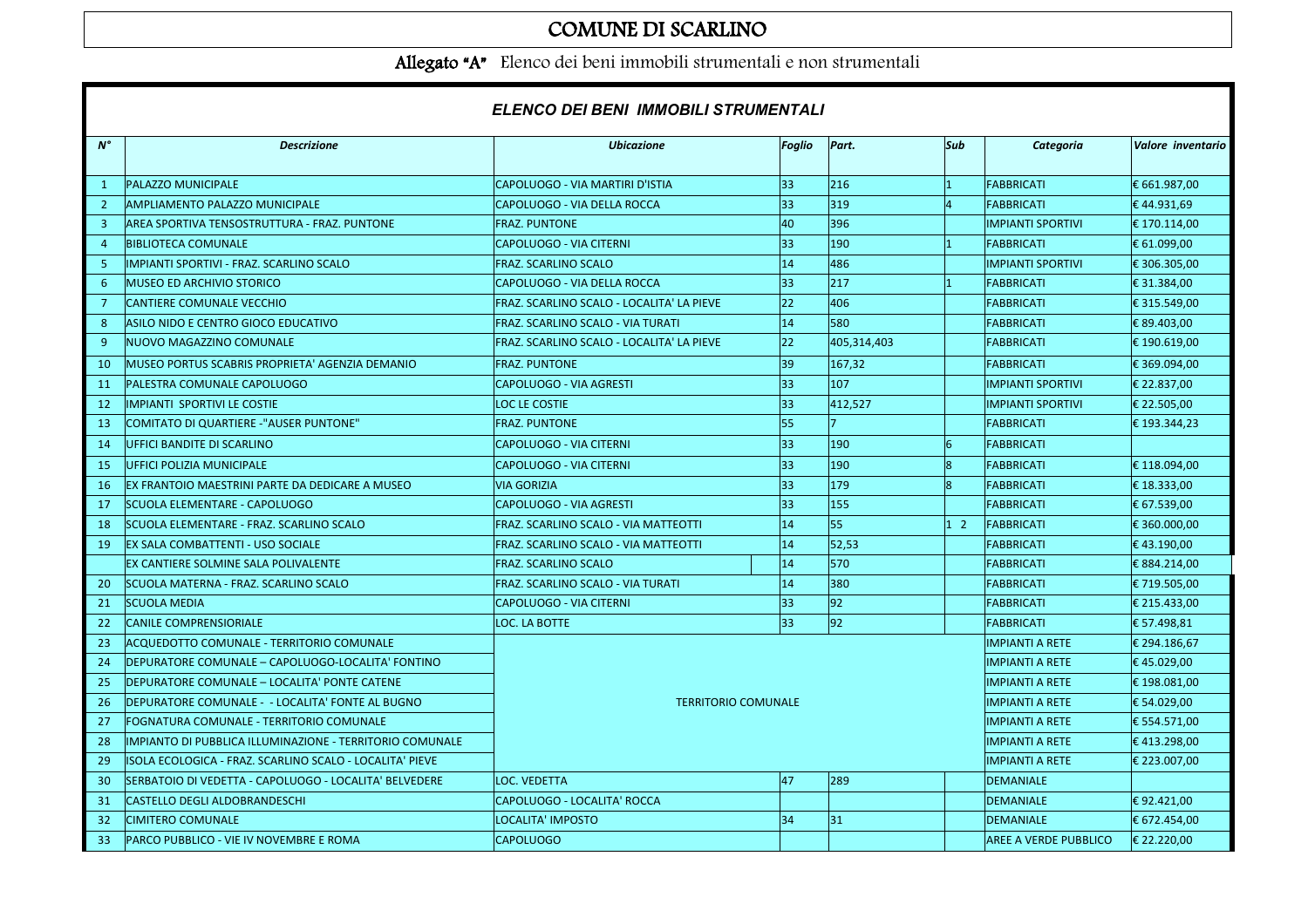# COMUNE DI SCARLINO

**Allegato "A"** Elenco dei beni immobili strumentali e non strumentali

## *ELENCO DEI BENI IMMOBILI STRUMENTALI*

| N° | Descrizione | Ubicazione | Foglio | Part. | Sub | Categoria | Valore inventario |
|---|---|---|---|---|---|---|---|
| 1 | PALAZZO MUNICIPALE | CAPOLUOGO - VIA MARTIRI D'ISTIA | 33 | 216 | 1 | FABBRICATI | € 661.987,00 |
| 2 | AMPLIAMENTO PALAZZO MUNICIPALE | CAPOLUOGO - VIA DELLA ROCCA | 33 | 319 | 4 | FABBRICATI | € 44.931,69 |
| 3 | AREA SPORTIVA TENSOSTRUTTURA - FRAZ. PUNTONE | FRAZ. PUNTONE | 40 | 396 | | IMPIANTI SPORTIVI | € 170.114,00 |
| 4 | BIBLIOTECA COMUNALE | CAPOLUOGO - VIA CITERNI | 33 | 190 | 1 | FABBRICATI | € 61.099,00 |
| 5 | IMPIANTI SPORTIVI - FRAZ. SCARLINO SCALO | FRAZ. SCARLINO SCALO | 14 | 486 | | IMPIANTI SPORTIVI | € 306.305,00 |
| 6 | MUSEO ED ARCHIVIO STORICO | CAPOLUOGO - VIA DELLA ROCCA | 33 | 217 | 1 | FABBRICATI | € 31.384,00 |
| 7 | CANTIERE COMUNALE VECCHIO | FRAZ. SCARLINO SCALO - LOCALITA' LA PIEVE | 22 | 406 | | FABBRICATI | € 315.549,00 |
| 8 | ASILO NIDO E CENTRO GIOCO EDUCATIVO | FRAZ. SCARLINO SCALO - VIA TURATI | 14 | 580 | | FABBRICATI | € 89.403,00 |
| 9 | NUOVO MAGAZZINO COMUNALE | FRAZ. SCARLINO SCALO - LOCALITA' LA PIEVE | 22 | 405,314,403 | | FABBRICATI | € 190.619,00 |
| 10 | MUSEO PORTUS SCABRIS PROPRIETA' AGENZIA DEMANIO | FRAZ. PUNTONE | 39 | 167,32 | | FABBRICATI | € 369.094,00 |
| 11 | PALESTRA COMUNALE CAPOLUOGO | CAPOLUOGO - VIA AGRESTI | 33 | 107 | | IMPIANTI SPORTIVI | € 22.837,00 |
| 12 | IMPIANTI SPORTIVI LE COSTIE | LOC LE COSTIE | 33 | 412,527 | | IMPIANTI SPORTIVI | € 22.505,00 |
| 13 | COMITATO DI QUARTIERE -"AUSER PUNTONE" | FRAZ. PUNTONE | 55 | 7 | | FABBRICATI | € 193.344,23 |
| 14 | UFFICI BANDITE DI SCARLINO | CAPOLUOGO - VIA CITERNI | 33 | 190 | 6 | FABBRICATI | |
| 15 | UFFICI POLIZIA MUNICIPALE | CAPOLUOGO - VIA CITERNI | 33 | 190 | 8 | FABBRICATI | € 118.094,00 |
| 16 | EX FRANTOIO MAESTRINI PARTE DA DEDICARE A MUSEO | VIA GORIZIA | 33 | 179 | 8 | FABBRICATI | € 18.333,00 |
| 17 | SCUOLA ELEMENTARE - CAPOLUOGO | CAPOLUOGO - VIA AGRESTI | 33 | 155 | | FABBRICATI | € 67.539,00 |
| 18 | SCUOLA ELEMENTARE - FRAZ. SCARLINO SCALO | FRAZ. SCARLINO SCALO - VIA MATTEOTTI | 14 | 55 | 1 2 | FABBRICATI | € 360.000,00 |
| 19 | EX SALA COMBATTENTI - USO SOCIALE | FRAZ. SCARLINO SCALO - VIA MATTEOTTI | 14 | 52,53 | | FABBRICATI | € 43.190,00 |
| | EX CANTIERE SOLMINE SALA POLIVALENTE | FRAZ. SCARLINO SCALO | 14 | 570 | | FABBRICATI | € 884.214,00 |
| 20 | SCUOLA MATERNA - FRAZ. SCARLINO SCALO | FRAZ. SCARLINO SCALO - VIA TURATI | 14 | 380 | | FABBRICATI | € 719.505,00 |
| 21 | SCUOLA MEDIA | CAPOLUOGO - VIA CITERNI | 33 | 92 | | FABBRICATI | € 215.433,00 |
| 22 | CANILE COMPRENSIORIALE | LOC. LA BOTTE | 33 | 92 | | FABBRICATI | € 57.498,81 |
| 23 | ACQUEDOTTO COMUNALE - TERRITORIO COMUNALE | TERRITORIO COMUNALE | | | | IMPIANTI A RETE | € 294.186,67 |
| 24 | DEPURATORE COMUNALE – CAPOLUOGO-LOCALITA' FONTINO | TERRITORIO COMUNALE | | | | IMPIANTI A RETE | € 45.029,00 |
| 25 | DEPURATORE COMUNALE – LOCALITA' PONTE CATENE | TERRITORIO COMUNALE | | | | IMPIANTI A RETE | € 198.081,00 |
| 26 | DEPURATORE COMUNALE - - LOCALITA' FONTE AL BUGNO | TERRITORIO COMUNALE | | | | IMPIANTI A RETE | € 54.029,00 |
| 27 | FOGNATURA COMUNALE - TERRITORIO COMUNALE | TERRITORIO COMUNALE | | | | IMPIANTI A RETE | € 554.571,00 |
| 28 | IMPIANTO DI PUBBLICA ILLUMINAZIONE - TERRITORIO COMUNALE | TERRITORIO COMUNALE | | | | IMPIANTI A RETE | € 413.298,00 |
| 29 | ISOLA ECOLOGICA - FRAZ. SCARLINO SCALO - LOCALITA' PIEVE | TERRITORIO COMUNALE | | | | IMPIANTI A RETE | € 223.007,00 |
| 30 | SERBATOIO DI VEDETTA - CAPOLUOGO - LOCALITA' BELVEDERE | LOC. VEDETTA | 47 | 289 | | DEMANIALE | |
| 31 | CASTELLO DEGLI ALDOBRANDESCHI | CAPOLUOGO - LOCALITA' ROCCA | | | | DEMANIALE | € 92.421,00 |
| 32 | CIMITERO COMUNALE | LOCALITA' IMPOSTO | 34 | 31 | | DEMANIALE | € 672.454,00 |
| 33 | PARCO PUBBLICO - VIE IV NOVEMBRE E ROMA | CAPOLUOGO | | | | AREE A VERDE PUBBLICO | € 22.220,00 |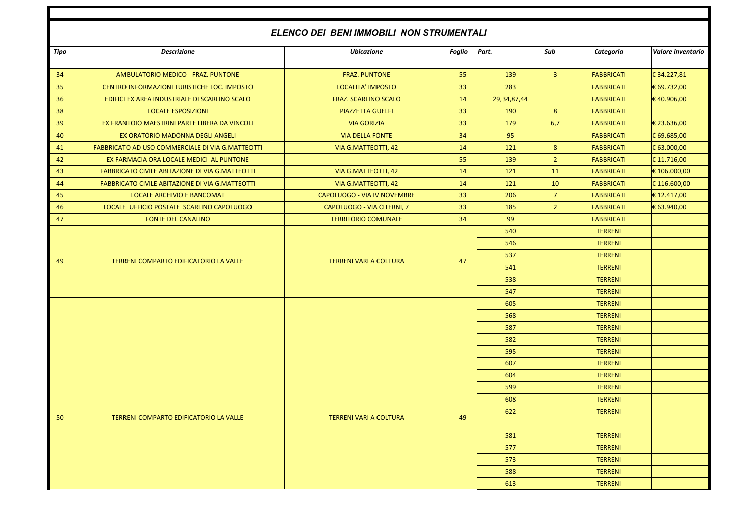## *ELENCO DEI BENI IMMOBILI NON STRUMENTALI*

| *Tipo* | *Descrizione* | *Ubicazione* | *Foglio* | *Part.* | *Sub* | *Categoria* | *Valore inventario* |
|---|---|---|---|---|---|---|---|
| 34 | AMBULATORIO MEDICO - FRAZ. PUNTONE | FRAZ. PUNTONE | 55 | 139 | 3 | FABBRICATI | € 34.227,81 |
| 35 | CENTRO INFORMAZIONI TURISTICHE LOC. IMPOSTO | LOCALITA' IMPOSTO | 33 | 283 | | FABBRICATI | € 69.732,00 |
| 36 | EDIFICI EX AREA INDUSTRIALE DI SCARLINO SCALO | FRAZ. SCARLINO SCALO | 14 | 29,34,87,44 | | FABBRICATI | € 40.906,00 |
| 38 | LOCALE ESPOSIZIONI | PIAZZETTA GUELFI | 33 | 190 | 8 | FABBRICATI | |
| 39 | EX FRANTOIO MAESTRINI PARTE LIBERA DA VINCOLI | VIA GORIZIA | 33 | 179 | 6,7 | FABBRICATI | € 23.636,00 |
| 40 | EX ORATORIO MADONNA DEGLI ANGELI | VIA DELLA FONTE | 34 | 95 | | FABBRICATI | € 69.685,00 |
| 41 | FABBRICATO AD USO COMMERCIALE DI VIA G.MATTEOTTI | VIA G.MATTEOTTI, 42 | 14 | 121 | 8 | FABBRICATI | € 63.000,00 |
| 42 | EX FARMACIA ORA LOCALE MEDICI AL PUNTONE | | 55 | 139 | 2 | FABBRICATI | € 11.716,00 |
| 43 | FABBRICATO CIVILE ABITAZIONE DI VIA G.MATTEOTTI | VIA G.MATTEOTTI, 42 | 14 | 121 | 11 | FABBRICATI | € 106.000,00 |
| 44 | FABBRICATO CIVILE ABITAZIONE DI VIA G.MATTEOTTI | VIA G.MATTEOTTI, 42 | 14 | 121 | 10 | FABBRICATI | € 116.600,00 |
| 45 | LOCALE ARCHIVIO E BANCOMAT | CAPOLUOGO - VIA IV NOVEMBRE | 33 | 206 | 7 | FABBRICATI | € 12.417,00 |
| 46 | LOCALE UFFICIO POSTALE SCARLINO CAPOLUOGO | CAPOLUOGO - VIA CITERNI, 7 | 33 | 185 | 2 | FABBRICATI | € 63.940,00 |
| 47 | FONTE DEL CANALINO | TERRITORIO COMUNALE | 34 | 99 | | FABBRICATI | |
| 49 | TERRENI COMPARTO EDIFICATORIO LA VALLE | TERRENI VARI A COLTURA | 47 | 540 | | TERRENI | |
| | | | | 546 | | TERRENI | |
| | | | | 537 | | TERRENI | |
| | | | | 541 | | TERRENI | |
| | | | | 538 | | TERRENI | |
| | | | | 547 | | TERRENI | |
| 50 | TERRENI COMPARTO EDIFICATORIO LA VALLE | TERRENI VARI A COLTURA | 49 | 605 | | TERRENI | |
| | | | | 568 | | TERRENI | |
| | | | | 587 | | TERRENI | |
| | | | | 582 | | TERRENI | |
| | | | | 595 | | TERRENI | |
| | | | | 607 | | TERRENI | |
| | | | | 604 | | TERRENI | |
| | | | | 599 | | TERRENI | |
| | | | | 608 | | TERRENI | |
| | | | | 622 | | TERRENI | |
| | | | | | | | |
| | | | | 581 | | TERRENI | |
| | | | | 577 | | TERRENI | |
| | | | | 573 | | TERRENI | |
| | | | | 588 | | TERRENI | |
| | | | | 613 | | TERRENI | |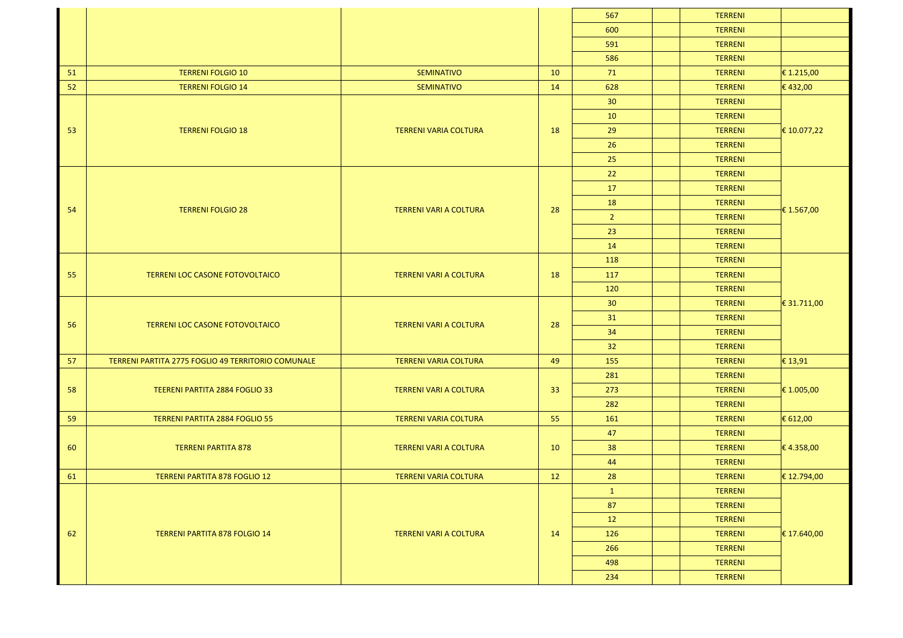| | | | | | | | |
|---|---|---|---|---|---|---|---|
| | | | | 567 | | TERRENI | |
| | | | | 600 | | TERRENI | |
| | | | | 591 | | TERRENI | |
| | | | | 586 | | TERRENI | |
| 51 | TERRENI FOLGIO 10 | SEMINATIVO | 10 | 71 | | TERRENI | € 1.215,00 |
| 52 | TERRENI FOLGIO 14 | SEMINATIVO | 14 | 628 | | TERRENI | € 432,00 |
| 53 | TERRENI FOLGIO 18 | TERRENI VARIA COLTURA | 18 | 30 | | TERRENI | € 10.077,22 |
| | | | | 10 | | TERRENI | |
| | | | | 29 | | TERRENI | |
| | | | | 26 | | TERRENI | |
| | | | | 25 | | TERRENI | |
| 54 | TERRENI FOLGIO 28 | TERRENI VARI A COLTURA | 28 | 22 | | TERRENI | € 1.567,00 |
| | | | | 17 | | TERRENI | |
| | | | | 18 | | TERRENI | |
| | | | | 2 | | TERRENI | |
| | | | | 23 | | TERRENI | |
| | | | | 14 | | TERRENI | |
| 55 | TERRENI LOC CASONE FOTOVOLTAICO | TERRENI VARI A COLTURA | 18 | 118 | | TERRENI | € 31.711,00 |
| | | | | 117 | | TERRENI | |
| | | | | 120 | | TERRENI | |
| 56 | TERRENI LOC CASONE FOTOVOLTAICO | TERRENI VARI A COLTURA | 28 | 30 | | TERRENI | |
| | | | | 31 | | TERRENI | |
| | | | | 34 | | TERRENI | |
| | | | | 32 | | TERRENI | |
| 57 | TERRENI PARTITA 2775 FOGLIO 49 TERRITORIO COMUNALE | TERRENI VARIA COLTURA | 49 | 155 | | TERRENI | € 13,91 |
| 58 | TEERENI PARTITA 2884 FOGLIO 33 | TERRENI VARI A COLTURA | 33 | 281 | | TERRENI | € 1.005,00 |
| | | | | 273 | | TERRENI | |
| | | | | 282 | | TERRENI | |
| 59 | TERRENI PARTITA 2884 FOGLIO 55 | TERRENI VARIA COLTURA | 55 | 161 | | TERRENI | € 612,00 |
| 60 | TERRENI PARTITA 878 | TERRENI VARI A COLTURA | 10 | 47 | | TERRENI | € 4.358,00 |
| | | | | 38 | | TERRENI | |
| | | | | 44 | | TERRENI | |
| 61 | TERRENI PARTITA 878 FOGLIO 12 | TERRENI VARIA COLTURA | 12 | 28 | | TERRENI | € 12.794,00 |
| 62 | TERRENI PARTITA 878 FOLGIO 14 | TERRENI VARI A COLTURA | 14 | 1 | | TERRENI | € 17.640,00 |
| | | | | 87 | | TERRENI | |
| | | | | 12 | | TERRENI | |
| | | | | 126 | | TERRENI | |
| | | | | 266 | | TERRENI | |
| | | | | 498 | | TERRENI | |
| | | | | 234 | | TERRENI | |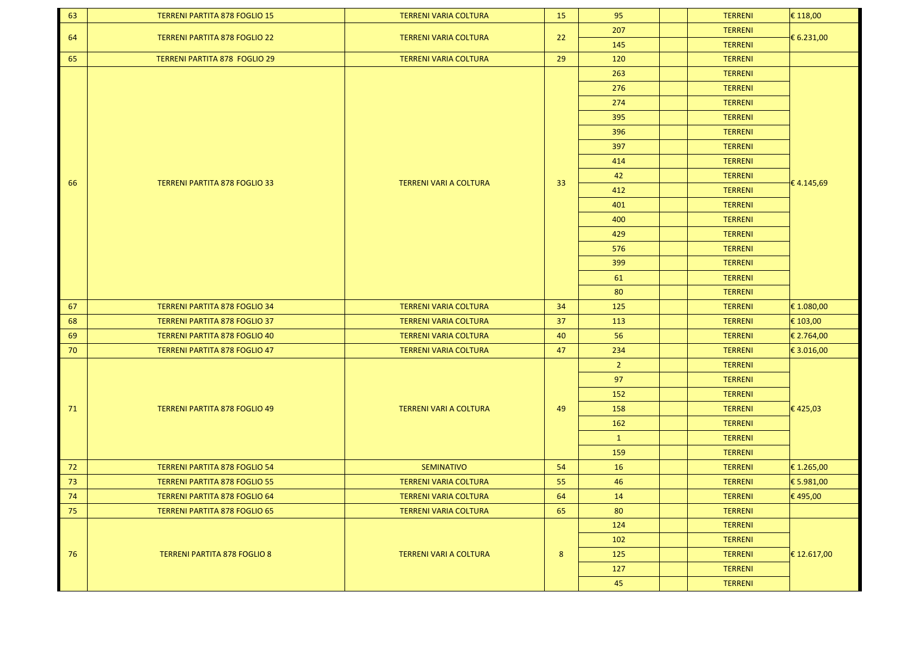| 63 | TERRENI PARTITA 878 FOGLIO 15 | TERRENI VARIA COLTURA | 15 | 95 | | TERRENI | € 118,00 |
|---|---|---|---|---|---|---|---|
| 64 | TERRENI PARTITA 878 FOGLIO 22 | TERRENI VARIA COLTURA | 22 | 207 | | TERRENI | € 6.231,00 |
| | | | | 145 | | TERRENI | |
| 65 | TERRENI PARTITA 878 FOGLIO 29 | TERRENI VARIA COLTURA | 29 | 120 | | TERRENI | |
| 66 | TERRENI PARTITA 878 FOGLIO 33 | TERRENI VARI A COLTURA | 33 | 263 | | TERRENI | € 4.145,69 |
| | | | | 276 | | TERRENI | |
| | | | | 274 | | TERRENI | |
| | | | | 395 | | TERRENI | |
| | | | | 396 | | TERRENI | |
| | | | | 397 | | TERRENI | |
| | | | | 414 | | TERRENI | |
| | | | | 42 | | TERRENI | |
| | | | | 412 | | TERRENI | |
| | | | | 401 | | TERRENI | |
| | | | | 400 | | TERRENI | |
| | | | | 429 | | TERRENI | |
| | | | | 576 | | TERRENI | |
| | | | | 399 | | TERRENI | |
| | | | | 61 | | TERRENI | |
| | | | | 80 | | TERRENI | |
| 67 | TERRENI PARTITA 878 FOGLIO 34 | TERRENI VARIA COLTURA | 34 | 125 | | TERRENI | € 1.080,00 |
| 68 | TERRENI PARTITA 878 FOGLIO 37 | TERRENI VARIA COLTURA | 37 | 113 | | TERRENI | € 103,00 |
| 69 | TERRENI PARTITA 878 FOGLIO 40 | TERRENI VARIA COLTURA | 40 | 56 | | TERRENI | € 2.764,00 |
| 70 | TERRENI PARTITA 878 FOGLIO 47 | TERRENI VARIA COLTURA | 47 | 234 | | TERRENI | € 3.016,00 |
| 71 | TERRENI PARTITA 878 FOGLIO 49 | TERRENI VARI A COLTURA | 49 | 2 | | TERRENI | € 425,03 |
| | | | | 97 | | TERRENI | |
| | | | | 152 | | TERRENI | |
| | | | | 158 | | TERRENI | |
| | | | | 162 | | TERRENI | |
| | | | | 1 | | TERRENI | |
| | | | | 159 | | TERRENI | |
| 72 | TERRENI PARTITA 878 FOGLIO 54 | SEMINATIVO | 54 | 16 | | TERRENI | € 1.265,00 |
| 73 | TERRENI PARTITA 878 FOGLIO 55 | TERRENI VARIA COLTURA | 55 | 46 | | TERRENI | € 5.981,00 |
| 74 | TERRENI PARTITA 878 FOGLIO 64 | TERRENI VARIA COLTURA | 64 | 14 | | TERRENI | € 495,00 |
| 75 | TERRENI PARTITA 878 FOGLIO 65 | TERRENI VARIA COLTURA | 65 | 80 | | TERRENI | |
| 76 | TERRENI PARTITA 878 FOGLIO 8 | TERRENI VARI A COLTURA | 8 | 124 | | TERRENI | € 12.617,00 |
| | | | | 102 | | TERRENI | |
| | | | | 125 | | TERRENI | |
| | | | | 127 | | TERRENI | |
| | | | | 45 | | TERRENI | |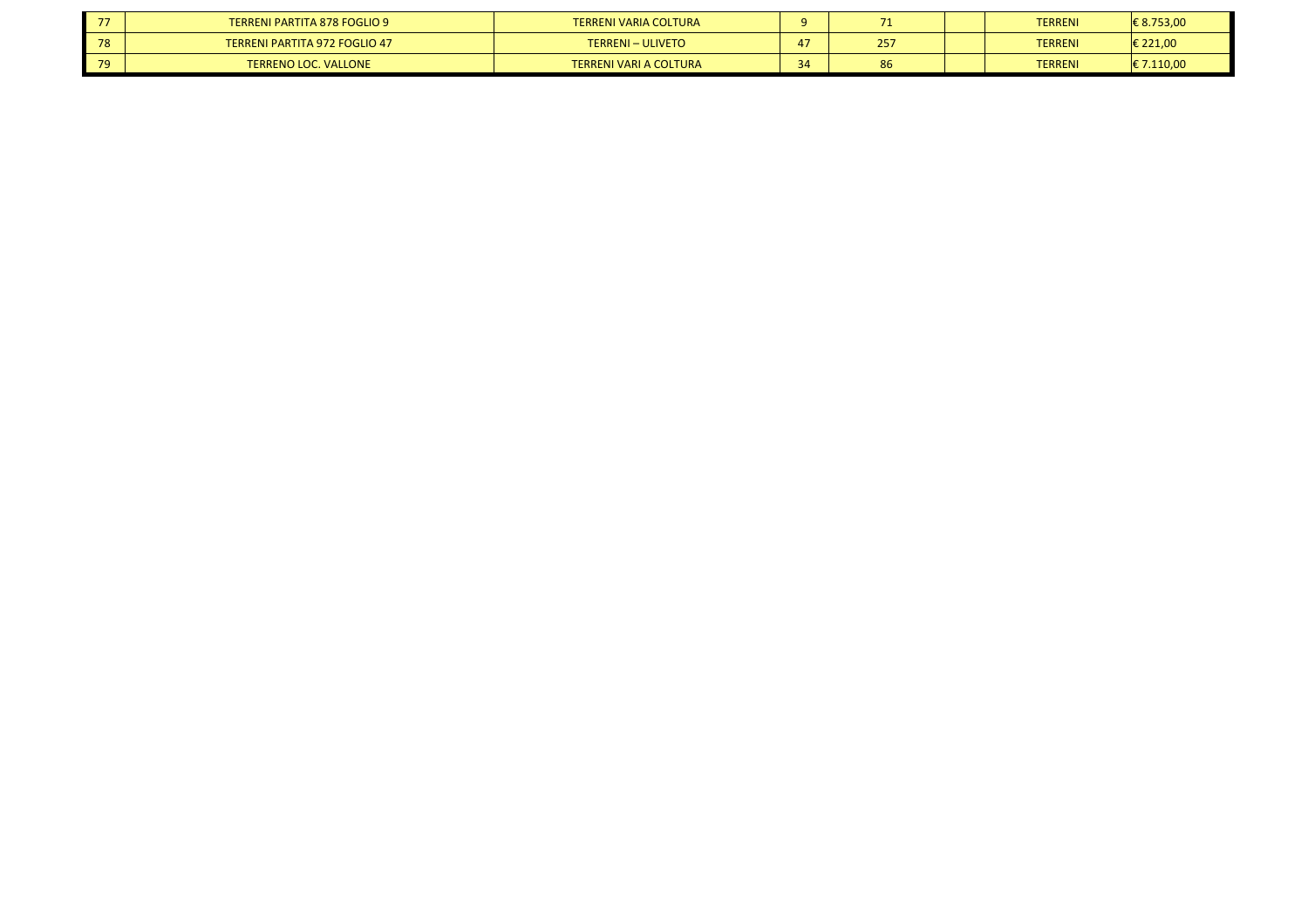| | | | | | | | |
|---|---|---|---|---|---|---|---|
| 77 | TERRENI PARTITA 878 FOGLIO 9 | TERRENI VARIA COLTURA | 9 | 71 | | TERRENI | € 8.753,00 |
| 78 | TERRENI PARTITA 972 FOGLIO 47 | TERRENI – ULIVETO | 47 | 257 | | TERRENI | € 221,00 |
| 79 | TERRENO LOC. VALLONE | TERRENI VARI A COLTURA | 34 | 86 | | TERRENI | € 7.110,00 |